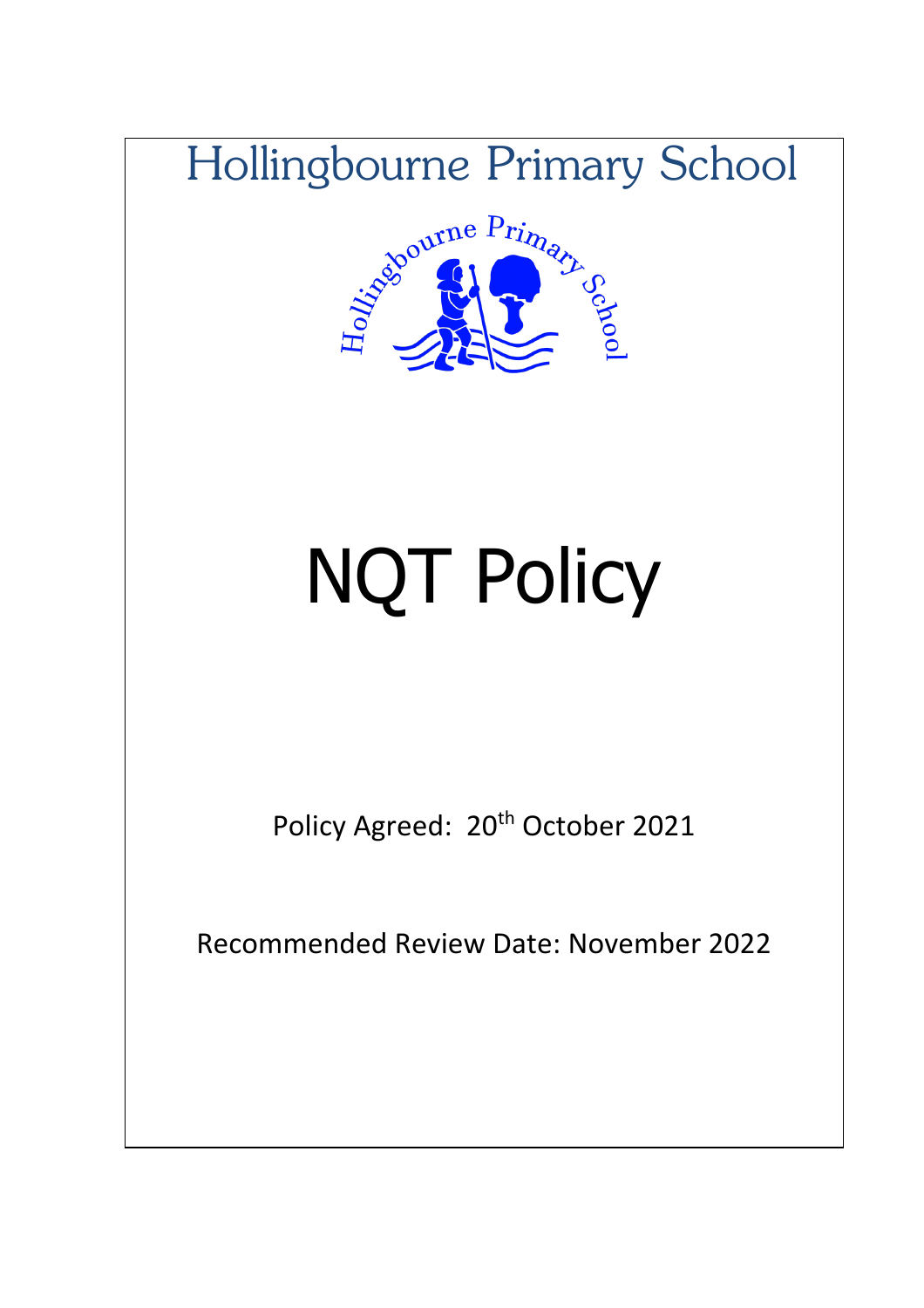# Hollingbourne Primary School

# NQT Policy

Policy Agreed: 20th October 2021

Recommended Review Date: November 2022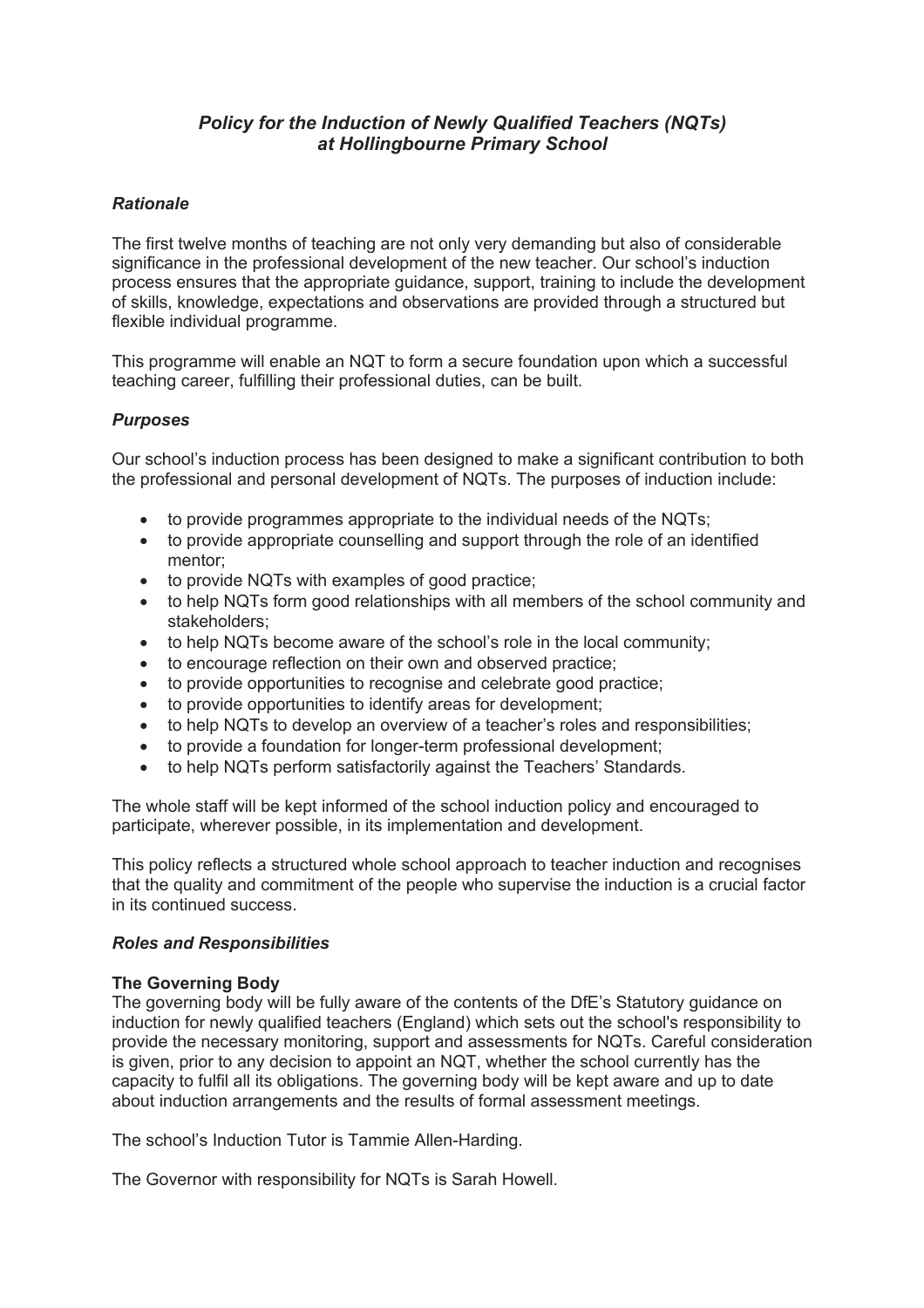## *Policy for the Induction of Newly Qualified Teachers (NQTs) at Hollingbourne Primary School*

### *Rationale*

The first twelve months of teaching are not only very demanding but also of considerable significance in the professional development of the new teacher. Our school's induction process ensures that the appropriate guidance, support, training to include the development of skills, knowledge, expectations and observations are provided through a structured but flexible individual programme.

This programme will enable an NQT to form a secure foundation upon which a successful teaching career, fulfilling their professional duties, can be built.

### *Purposes*

Our school's induction process has been designed to make a significant contribution to both the professional and personal development of NQTs. The purposes of induction include:

- to provide programmes appropriate to the individual needs of the NQTs;
- to provide appropriate counselling and support through the role of an identified mentor;
- to provide NQTs with examples of good practice;
- to help NQTs form good relationships with all members of the school community and stakeholders;
- to help NQTs become aware of the school's role in the local community;
- to encourage reflection on their own and observed practice;
- to provide opportunities to recognise and celebrate good practice;
- to provide opportunities to identify areas for development;
- to help NQTs to develop an overview of a teacher's roles and responsibilities;
- to provide a foundation for longer-term professional development;
- to help NQTs perform satisfactorily against the Teachers' Standards.

The whole staff will be kept informed of the school induction policy and encouraged to participate, wherever possible, in its implementation and development.

This policy reflects a structured whole school approach to teacher induction and recognises that the quality and commitment of the people who supervise the induction is a crucial factor in its continued success.

### *Roles and Responsibilities*

**The Governing Body**

The governing body will be fully aware of the contents of the DfE's Statutory guidance on induction for newly qualified teachers (England) which sets out the school's responsibility to provide the necessary monitoring, support and assessments for NQTs. Careful consideration is given, prior to any decision to appoint an NQT, whether the school currently has the capacity to fulfil all its obligations. The governing body will be kept aware and up to date about induction arrangements and the results of formal assessment meetings.

The school's Induction Tutor is Tammie Allen-Harding.

The Governor with responsibility for NQTs is Sarah Howell.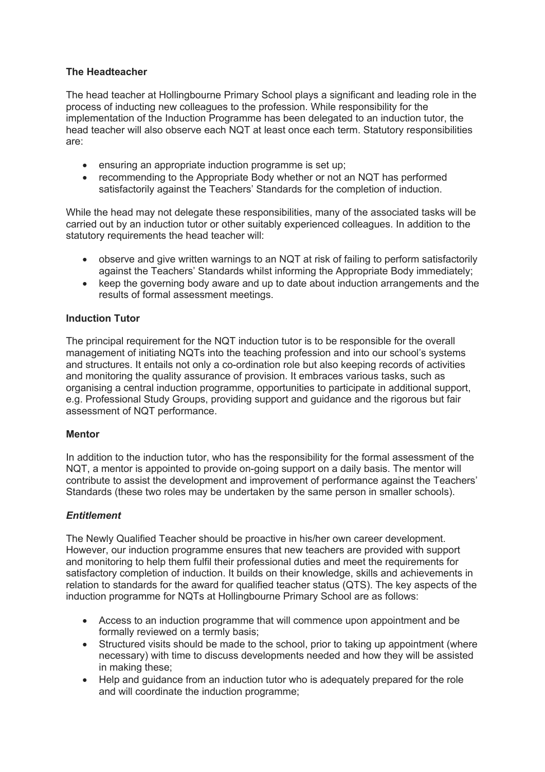**The Headteacher**

The head teacher at Hollingbourne Primary School plays a significant and leading role in the process of inducting new colleagues to the profession. While responsibility for the implementation of the Induction Programme has been delegated to an induction tutor, the head teacher will also observe each NQT at least once each term. Statutory responsibilities are:

- ensuring an appropriate induction programme is set up;
- recommending to the Appropriate Body whether or not an NQT has performed satisfactorily against the Teachers' Standards for the completion of induction.

While the head may not delegate these responsibilities, many of the associated tasks will be carried out by an induction tutor or other suitably experienced colleagues. In addition to the statutory requirements the head teacher will:

- observe and give written warnings to an NQT at risk of failing to perform satisfactorily against the Teachers' Standards whilst informing the Appropriate Body immediately;
- keep the governing body aware and up to date about induction arrangements and the results of formal assessment meetings.

**Induction Tutor**

The principal requirement for the NQT induction tutor is to be responsible for the overall management of initiating NQTs into the teaching profession and into our school's systems and structures. It entails not only a co-ordination role but also keeping records of activities and monitoring the quality assurance of provision. It embraces various tasks, such as organising a central induction programme, opportunities to participate in additional support, e.g. Professional Study Groups, providing support and guidance and the rigorous but fair assessment of NQT performance.

**Mentor**

In addition to the induction tutor, who has the responsibility for the formal assessment of the NQT, a mentor is appointed to provide on-going support on a daily basis. The mentor will contribute to assist the development and improvement of performance against the Teachers' Standards (these two roles may be undertaken by the same person in smaller schools).

***Entitlement***

The Newly Qualified Teacher should be proactive in his/her own career development. However, our induction programme ensures that new teachers are provided with support and monitoring to help them fulfil their professional duties and meet the requirements for satisfactory completion of induction. It builds on their knowledge, skills and achievements in relation to standards for the award for qualified teacher status (QTS). The key aspects of the induction programme for NQTs at Hollingbourne Primary School are as follows:

- Access to an induction programme that will commence upon appointment and be formally reviewed on a termly basis;
- Structured visits should be made to the school, prior to taking up appointment (where necessary) with time to discuss developments needed and how they will be assisted in making these;
- Help and guidance from an induction tutor who is adequately prepared for the role and will coordinate the induction programme;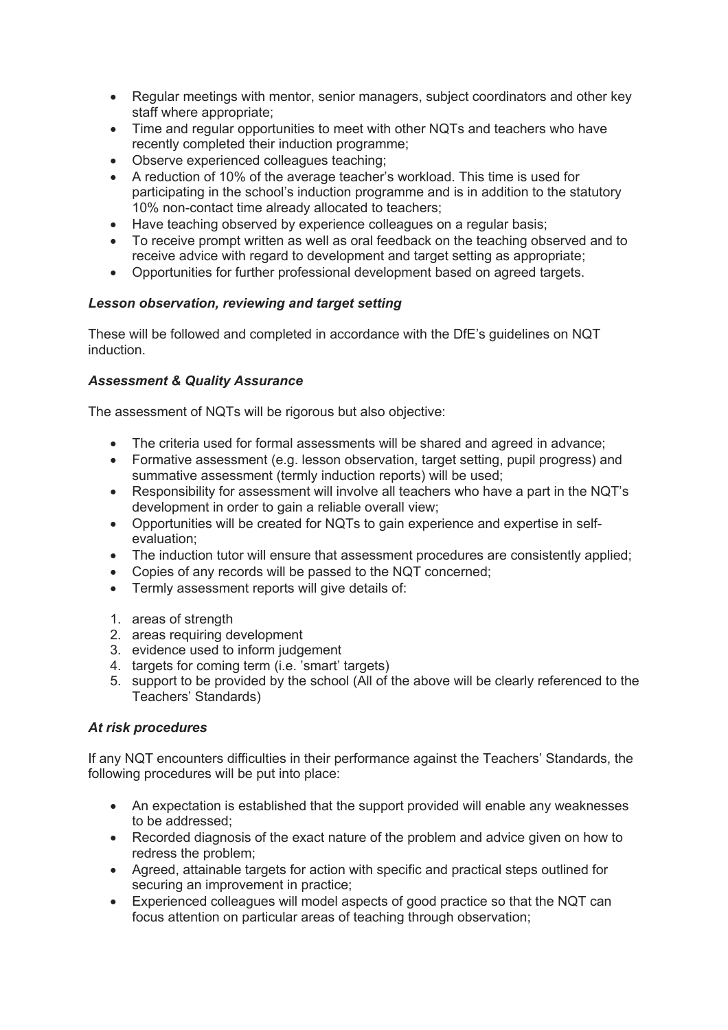- Regular meetings with mentor, senior managers, subject coordinators and other key staff where appropriate;
- Time and regular opportunities to meet with other NQTs and teachers who have recently completed their induction programme;
- Observe experienced colleagues teaching;
- A reduction of 10% of the average teacher's workload. This time is used for participating in the school's induction programme and is in addition to the statutory 10% non-contact time already allocated to teachers;
- Have teaching observed by experience colleagues on a regular basis;
- To receive prompt written as well as oral feedback on the teaching observed and to receive advice with regard to development and target setting as appropriate;
- Opportunities for further professional development based on agreed targets.

***Lesson observation, reviewing and target setting***

These will be followed and completed in accordance with the DfE's guidelines on NQT induction.

***Assessment & Quality Assurance***

The assessment of NQTs will be rigorous but also objective:

- The criteria used for formal assessments will be shared and agreed in advance;
- Formative assessment (e.g. lesson observation, target setting, pupil progress) and summative assessment (termly induction reports) will be used;
- Responsibility for assessment will involve all teachers who have a part in the NQT's development in order to gain a reliable overall view;
- Opportunities will be created for NQTs to gain experience and expertise in self-evaluation;
- The induction tutor will ensure that assessment procedures are consistently applied;
- Copies of any records will be passed to the NQT concerned;
- Termly assessment reports will give details of:

1. areas of strength
2. areas requiring development
3. evidence used to inform judgement
4. targets for coming term (i.e. 'smart' targets)
5. support to be provided by the school (All of the above will be clearly referenced to the Teachers' Standards)

***At risk procedures***

If any NQT encounters difficulties in their performance against the Teachers' Standards, the following procedures will be put into place:

- An expectation is established that the support provided will enable any weaknesses to be addressed;
- Recorded diagnosis of the exact nature of the problem and advice given on how to redress the problem;
- Agreed, attainable targets for action with specific and practical steps outlined for securing an improvement in practice;
- Experienced colleagues will model aspects of good practice so that the NQT can focus attention on particular areas of teaching through observation;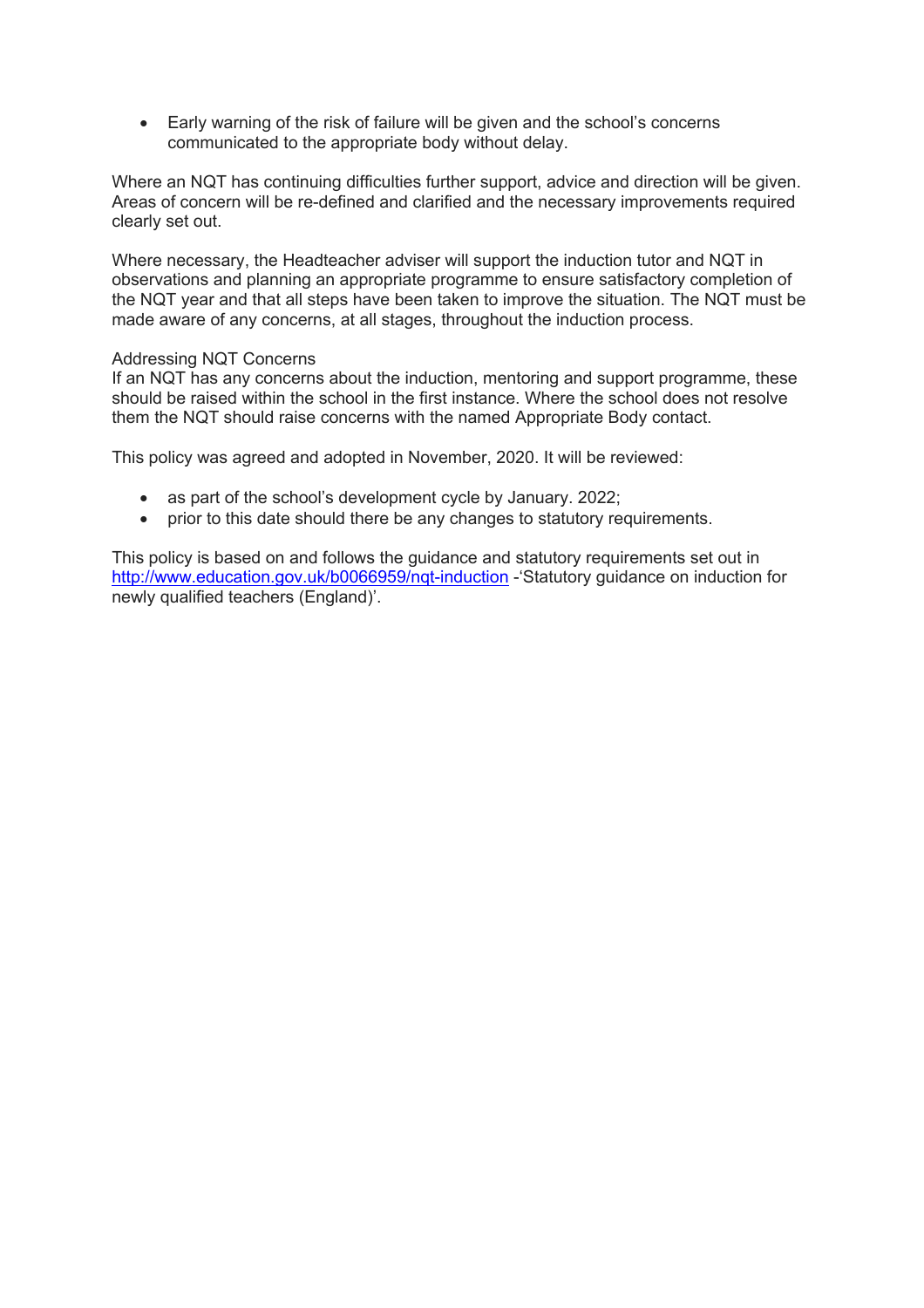- Early warning of the risk of failure will be given and the school's concerns communicated to the appropriate body without delay.

Where an NQT has continuing difficulties further support, advice and direction will be given. Areas of concern will be re-defined and clarified and the necessary improvements required clearly set out.

Where necessary, the Headteacher adviser will support the induction tutor and NQT in observations and planning an appropriate programme to ensure satisfactory completion of the NQT year and that all steps have been taken to improve the situation. The NQT must be made aware of any concerns, at all stages, throughout the induction process.

Addressing NQT Concerns
If an NQT has any concerns about the induction, mentoring and support programme, these should be raised within the school in the first instance. Where the school does not resolve them the NQT should raise concerns with the named Appropriate Body contact.

This policy was agreed and adopted in November, 2020. It will be reviewed:

- as part of the school's development cycle by January. 2022;
- prior to this date should there be any changes to statutory requirements.

This policy is based on and follows the guidance and statutory requirements set out in http://www.education.gov.uk/b0066959/nqt-induction -'Statutory guidance on induction for newly qualified teachers (England)'.